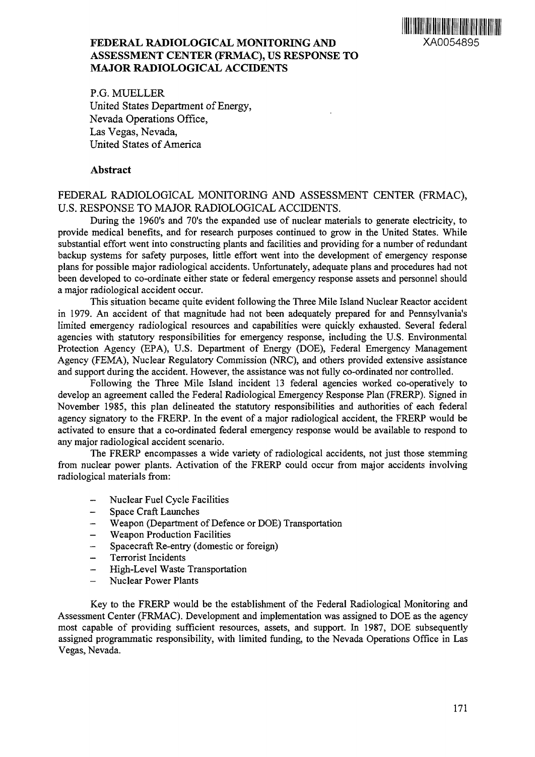XA0054895

# FEDERAL RADIOLOGICAL MONITORING AND ASSESSMENT CENTER (FRMAC), US RESPONSE TO MAJOR RADIOLOGICAL ACCIDENTS

P.G. MUELLER
United States Department of Energy,
Nevada Operations Office,
Las Vegas, Nevada,
United States of America

## Abstract

FEDERAL RADIOLOGICAL MONITORING AND ASSESSMENT CENTER (FRMAC), U.S. RESPONSE TO MAJOR RADIOLOGICAL ACCIDENTS.

During the 1960's and 70's the expanded use of nuclear materials to generate electricity, to provide medical benefits, and for research purposes continued to grow in the United States. While substantial effort went into constructing plants and facilities and providing for a number of redundant backup systems for safety purposes, little effort went into the development of emergency response plans for possible major radiological accidents. Unfortunately, adequate plans and procedures had not been developed to co-ordinate either state or federal emergency response assets and personnel should a major radiological accident occur.

This situation became quite evident following the Three Mile Island Nuclear Reactor accident in 1979. An accident of that magnitude had not been adequately prepared for and Pennsylvania's limited emergency radiological resources and capabilities were quickly exhausted. Several federal agencies with statutory responsibilities for emergency response, including the U.S. Environmental Protection Agency (EPA), U.S. Department of Energy (DOE), Federal Emergency Management Agency (FEMA), Nuclear Regulatory Commission (NRC), and others provided extensive assistance and support during the accident. However, the assistance was not fully co-ordinated nor controlled.

Following the Three Mile Island incident 13 federal agencies worked co-operatively to develop an agreement called the Federal Radiological Emergency Response Plan (FRERP). Signed in November 1985, this plan delineated the statutory responsibilities and authorities of each federal agency signatory to the FRERP. In the event of a major radiological accident, the FRERP would be activated to ensure that a co-ordinated federal emergency response would be available to respond to any major radiological accident scenario.

The FRERP encompasses a wide variety of radiological accidents, not just those stemming from nuclear power plants. Activation of the FRERP could occur from major accidents involving radiological materials from:

- Nuclear Fuel Cycle Facilities
- Space Craft Launches
- Weapon (Department of Defence or DOE) Transportation
- Weapon Production Facilities
- Spacecraft Re-entry (domestic or foreign)
- Terrorist Incidents
- High-Level Waste Transportation
- Nuclear Power Plants

Key to the FRERP would be the establishment of the Federal Radiological Monitoring and Assessment Center (FRMAC). Development and implementation was assigned to DOE as the agency most capable of providing sufficient resources, assets, and support. In 1987, DOE subsequently assigned programmatic responsibility, with limited funding, to the Nevada Operations Office in Las Vegas, Nevada.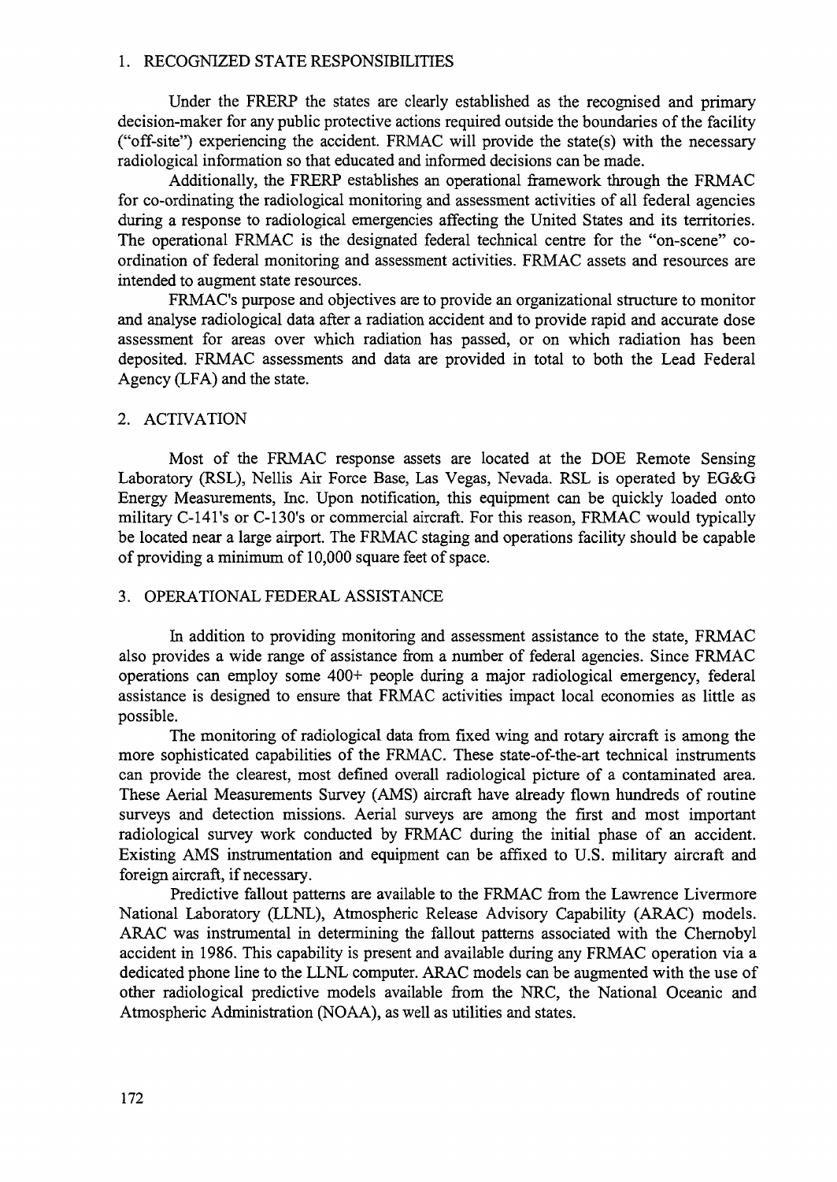## 1. RECOGNIZED STATE RESPONSIBILITIES

Under the FRERP the states are clearly established as the recognised and primary decision-maker for any public protective actions required outside the boundaries of the facility ("off-site") experiencing the accident. FRMAC will provide the state(s) with the necessary radiological information so that educated and informed decisions can be made.

Additionally, the FRERP establishes an operational framework through the FRMAC for co-ordinating the radiological monitoring and assessment activities of all federal agencies during a response to radiological emergencies affecting the United States and its territories. The operational FRMAC is the designated federal technical centre for the "on-scene" co-ordination of federal monitoring and assessment activities. FRMAC assets and resources are intended to augment state resources.

FRMAC's purpose and objectives are to provide an organizational structure to monitor and analyse radiological data after a radiation accident and to provide rapid and accurate dose assessment for areas over which radiation has passed, or on which radiation has been deposited. FRMAC assessments and data are provided in total to both the Lead Federal Agency (LFA) and the state.

## 2. ACTIVATION

Most of the FRMAC response assets are located at the DOE Remote Sensing Laboratory (RSL), Nellis Air Force Base, Las Vegas, Nevada. RSL is operated by EG&G Energy Measurements, Inc. Upon notification, this equipment can be quickly loaded onto military C-141's or C-130's or commercial aircraft. For this reason, FRMAC would typically be located near a large airport. The FRMAC staging and operations facility should be capable of providing a minimum of 10,000 square feet of space.

## 3. OPERATIONAL FEDERAL ASSISTANCE

In addition to providing monitoring and assessment assistance to the state, FRMAC also provides a wide range of assistance from a number of federal agencies. Since FRMAC operations can employ some 400+ people during a major radiological emergency, federal assistance is designed to ensure that FRMAC activities impact local economies as little as possible.

The monitoring of radiological data from fixed wing and rotary aircraft is among the more sophisticated capabilities of the FRMAC. These state-of-the-art technical instruments can provide the clearest, most defined overall radiological picture of a contaminated area. These Aerial Measurements Survey (AMS) aircraft have already flown hundreds of routine surveys and detection missions. Aerial surveys are among the first and most important radiological survey work conducted by FRMAC during the initial phase of an accident. Existing AMS instrumentation and equipment can be affixed to U.S. military aircraft and foreign aircraft, if necessary.

Predictive fallout patterns are available to the FRMAC from the Lawrence Livermore National Laboratory (LLNL), Atmospheric Release Advisory Capability (ARAC) models. ARAC was instrumental in determining the fallout patterns associated with the Chernobyl accident in 1986. This capability is present and available during any FRMAC operation via a dedicated phone line to the LLNL computer. ARAC models can be augmented with the use of other radiological predictive models available from the NRC, the National Oceanic and Atmospheric Administration (NOAA), as well as utilities and states.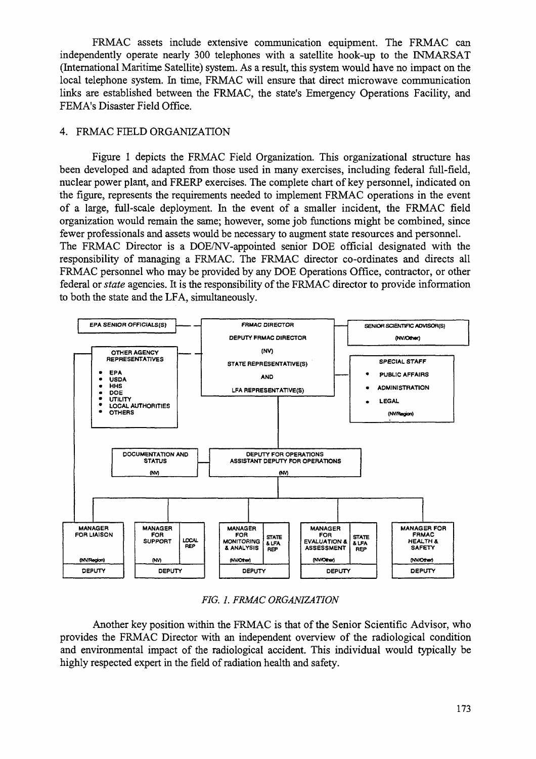FRMAC assets include extensive communication equipment. The FRMAC can independently operate nearly 300 telephones with a satellite hook-up to the INMARSAT (International Maritime Satellite) system. As a result, this system would have no impact on the local telephone system. In time, FRMAC will ensure that direct microwave communication links are established between the FRMAC, the state's Emergency Operations Facility, and FEMA's Disaster Field Office.

## 4. FRMAC FIELD ORGANIZATION

Figure 1 depicts the FRMAC Field Organization. This organizational structure has been developed and adapted from those used in many exercises, including federal full-field, nuclear power plant, and FRERP exercises. The complete chart of key personnel, indicated on the figure, represents the requirements needed to implement FRMAC operations in the event of a large, full-scale deployment. In the event of a smaller incident, the FRMAC field organization would remain the same; however, some job functions might be combined, since fewer professionals and assets would be necessary to augment state resources and personnel.

The FRMAC Director is a DOE/NV-appointed senior DOE official designated with the responsibility of managing a FRMAC. The FRMAC director co-ordinates and directs all FRMAC personnel who may be provided by any DOE Operations Office, contractor, or other federal or *state* agencies. It is the responsibility of the FRMAC director to provide information to both the state and the LFA, simultaneously.

- EPA SENIOR OFFICIALS(S)
- FRMAC DIRECTOR / DEPUTY FRMAC DIRECTOR (NV) / STATE REPRESENTATIVE(S) AND LFA REPRESENTATIVE(S)
- SENIOR SCIENTIFIC ADVISOR(S) (NV/Other)
- OTHER AGENCY REPRESENTATIVES
  - EPA
  - USDA
  - HHS
  - DOE
  - UTILITY
  - LOCAL AUTHORITIES
  - OTHERS
- SPECIAL STAFF (NV/Region)
  - PUBLIC AFFAIRS
  - ADMINISTRATION
  - LEGAL
- DOCUMENTATION AND STATUS (NV)
- DEPUTY FOR OPERATIONS / ASSISTANT DEPUTY FOR OPERATIONS (NV)
- MANAGER FOR LIAISON (NV/Region) — DEPUTY
- MANAGER FOR SUPPORT (NV) — LOCAL REP — DEPUTY
- MANAGER FOR MONITORING & ANALYSIS (NV/Other) — STATE & LFA REP — DEPUTY
- MANAGER FOR EVALUATION & ASSESSMENT (NV/Other) — STATE & LFA REP — DEPUTY
- MANAGER FOR FRMAC HEALTH & SAFETY (NV/Other) — DEPUTY

*FIG. 1. FRMAC ORGANIZATION*

Another key position within the FRMAC is that of the Senior Scientific Advisor, who provides the FRMAC Director with an independent overview of the radiological condition and environmental impact of the radiological accident. This individual would typically be highly respected expert in the field of radiation health and safety.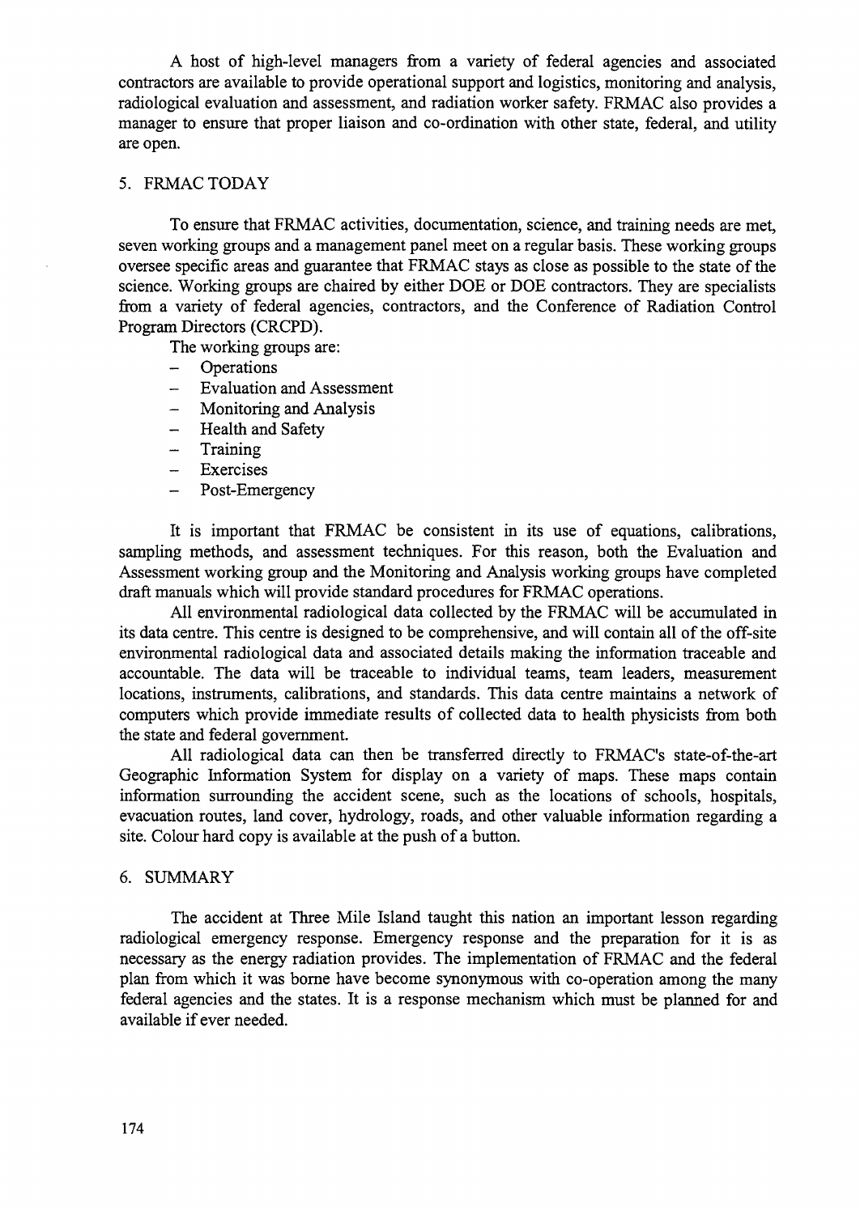A host of high-level managers from a variety of federal agencies and associated contractors are available to provide operational support and logistics, monitoring and analysis, radiological evaluation and assessment, and radiation worker safety. FRMAC also provides a manager to ensure that proper liaison and co-ordination with other state, federal, and utility are open.

## 5. FRMAC TODAY

To ensure that FRMAC activities, documentation, science, and training needs are met, seven working groups and a management panel meet on a regular basis. These working groups oversee specific areas and guarantee that FRMAC stays as close as possible to the state of the science. Working groups are chaired by either DOE or DOE contractors. They are specialists from a variety of federal agencies, contractors, and the Conference of Radiation Control Program Directors (CRCPD).

The working groups are:

- Operations
- Evaluation and Assessment
- Monitoring and Analysis
- Health and Safety
- Training
- Exercises
- Post-Emergency

It is important that FRMAC be consistent in its use of equations, calibrations, sampling methods, and assessment techniques. For this reason, both the Evaluation and Assessment working group and the Monitoring and Analysis working groups have completed draft manuals which will provide standard procedures for FRMAC operations.

All environmental radiological data collected by the FRMAC will be accumulated in its data centre. This centre is designed to be comprehensive, and will contain all of the off-site environmental radiological data and associated details making the information traceable and accountable. The data will be traceable to individual teams, team leaders, measurement locations, instruments, calibrations, and standards. This data centre maintains a network of computers which provide immediate results of collected data to health physicists from both the state and federal government.

All radiological data can then be transferred directly to FRMAC's state-of-the-art Geographic Information System for display on a variety of maps. These maps contain information surrounding the accident scene, such as the locations of schools, hospitals, evacuation routes, land cover, hydrology, roads, and other valuable information regarding a site. Colour hard copy is available at the push of a button.

## 6. SUMMARY

The accident at Three Mile Island taught this nation an important lesson regarding radiological emergency response. Emergency response and the preparation for it is as necessary as the energy radiation provides. The implementation of FRMAC and the federal plan from which it was borne have become synonymous with co-operation among the many federal agencies and the states. It is a response mechanism which must be planned for and available if ever needed.